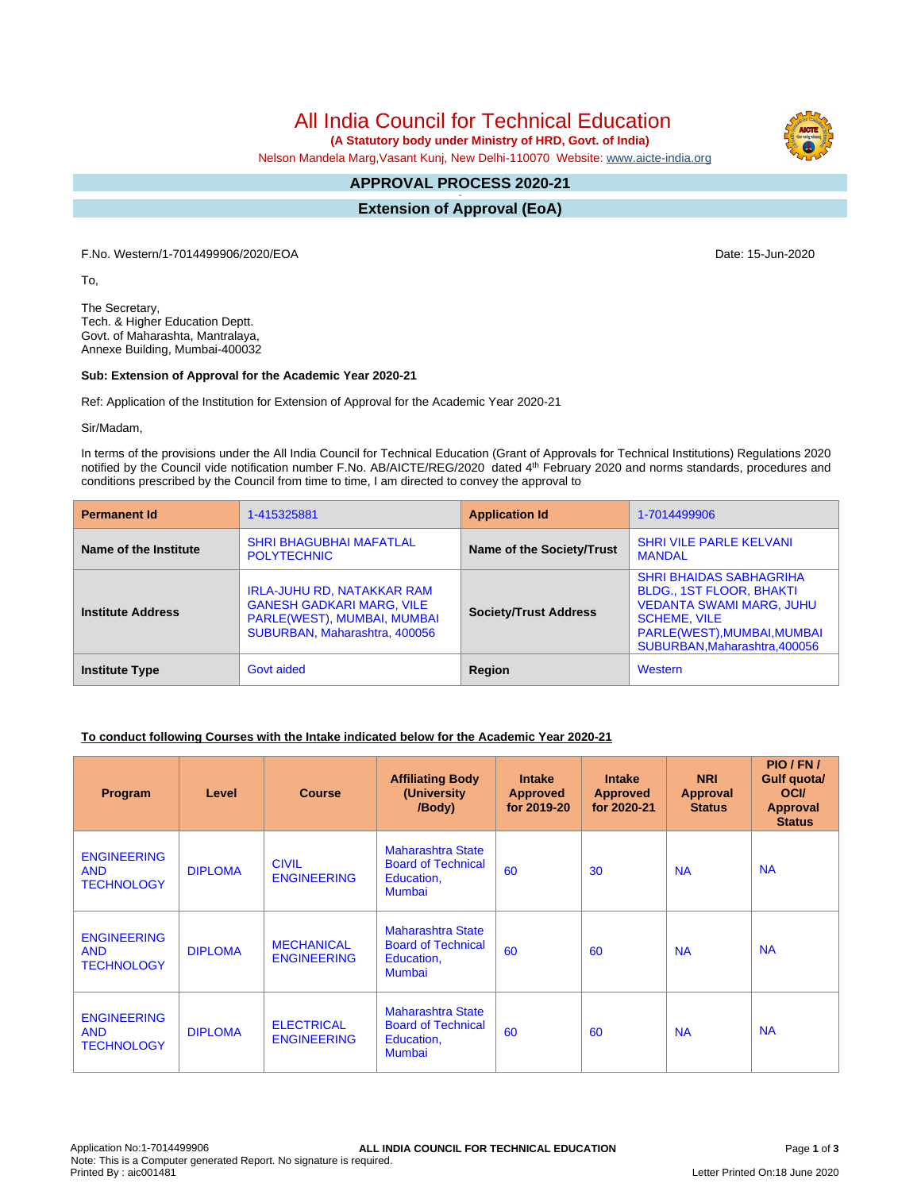# All India Council for Technical Education

**(A Statutory body under Ministry of HRD, Govt. of India)**

Nelson Mandela Marg,Vasant Kunj, New Delhi-110070 Website: www.aicte-india.org

## APPROVAL PROCESS 2020-21

## Extension of Approval (EoA)

F.No. Western/1-7014499906/2020/EOA

Date: 15-Jun-2020

To,

The Secretary,
Tech. & Higher Education Deptt.
Govt. of Maharashta, Mantralaya,
Annexe Building, Mumbai-400032

**Sub: Extension of Approval for the Academic Year 2020-21**

Ref: Application of the Institution for Extension of Approval for the Academic Year 2020-21

Sir/Madam,

In terms of the provisions under the All India Council for Technical Education (Grant of Approvals for Technical Institutions) Regulations 2020 notified by the Council vide notification number F.No. AB/AICTE/REG/2020 dated 4th February 2020 and norms standards, procedures and conditions prescribed by the Council from time to time, I am directed to convey the approval to

| **Permanent Id** | 1-415325881 | **Application Id** | 1-7014499906 |
|---|---|---|---|
| **Name of the Institute** | SHRI BHAGUBHAI MAFATLAL POLYTECHNIC | **Name of the Society/Trust** | SHRI VILE PARLE KELVANI MANDAL |
| **Institute Address** | IRLA-JUHU RD, NATAKKAR RAM GANESH GADKARI MARG, VILE PARLE(WEST), MUMBAI, MUMBAI SUBURBAN, Maharashtra, 400056 | **Society/Trust Address** | SHRI BHAIDAS SABHAGRIHA BLDG., 1ST FLOOR, BHAKTI VEDANTA SWAMI MARG, JUHU SCHEME, VILE PARLE(WEST),MUMBAI,MUMBAI SUBURBAN,Maharashtra,400056 |
| **Institute Type** | Govt aided | **Region** | Western |

**To conduct following Courses with the Intake indicated below for the Academic Year 2020-21**

| Program | Level | Course | Affiliating Body (University /Body) | Intake Approved for 2019-20 | Intake Approved for 2020-21 | NRI Approval Status | PIO / FN / Gulf quota/ OCI/ Approval Status |
|---|---|---|---|---|---|---|---|
| ENGINEERING AND TECHNOLOGY | DIPLOMA | CIVIL ENGINEERING | Maharashtra State Board of Technical Education, Mumbai | 60 | 30 | NA | NA |
| ENGINEERING AND TECHNOLOGY | DIPLOMA | MECHANICAL ENGINEERING | Maharashtra State Board of Technical Education, Mumbai | 60 | 60 | NA | NA |
| ENGINEERING AND TECHNOLOGY | DIPLOMA | ELECTRICAL ENGINEERING | Maharashtra State Board of Technical Education, Mumbai | 60 | 60 | NA | NA |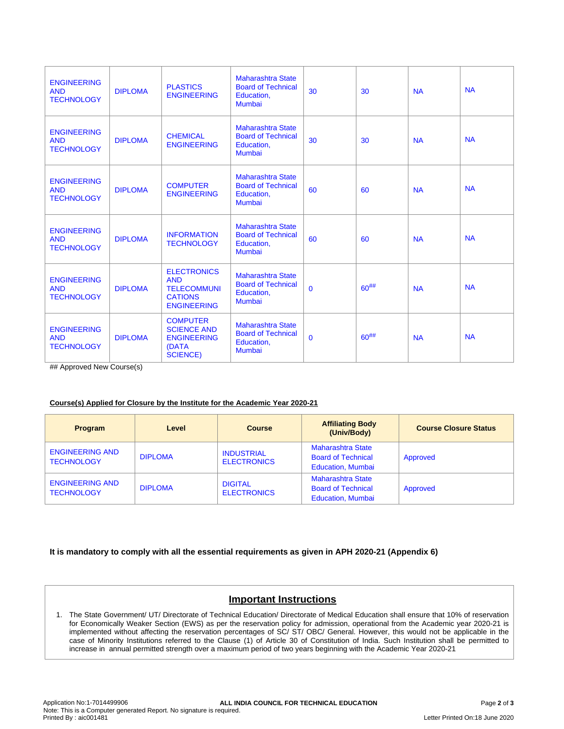| | | | | | | | |
|---|---|---|---|---|---|---|---|
| ENGINEERING AND TECHNOLOGY | DIPLOMA | PLASTICS ENGINEERING | Maharashtra State Board of Technical Education, Mumbai | 30 | 30 | NA | NA |
| ENGINEERING AND TECHNOLOGY | DIPLOMA | CHEMICAL ENGINEERING | Maharashtra State Board of Technical Education, Mumbai | 30 | 30 | NA | NA |
| ENGINEERING AND TECHNOLOGY | DIPLOMA | COMPUTER ENGINEERING | Maharashtra State Board of Technical Education, Mumbai | 60 | 60 | NA | NA |
| ENGINEERING AND TECHNOLOGY | DIPLOMA | INFORMATION TECHNOLOGY | Maharashtra State Board of Technical Education, Mumbai | 60 | 60 | NA | NA |
| ENGINEERING AND TECHNOLOGY | DIPLOMA | ELECTRONICS AND TELECOMMUNICATIONS ENGINEERING | Maharashtra State Board of Technical Education, Mumbai | 0 | 60## | NA | NA |
| ENGINEERING AND TECHNOLOGY | DIPLOMA | COMPUTER SCIENCE AND ENGINEERING (DATA SCIENCE) | Maharashtra State Board of Technical Education, Mumbai | 0 | 60## | NA | NA |

## Approved New Course(s)

**Course(s) Applied for Closure by the Institute for the Academic Year 2020-21**

| Program | Level | Course | Affiliating Body (Univ/Body) | Course Closure Status |
|---|---|---|---|---|
| ENGINEERING AND TECHNOLOGY | DIPLOMA | INDUSTRIAL ELECTRONICS | Maharashtra State Board of Technical Education, Mumbai | Approved |
| ENGINEERING AND TECHNOLOGY | DIPLOMA | DIGITAL ELECTRONICS | Maharashtra State Board of Technical Education, Mumbai | Approved |

**It is mandatory to comply with all the essential requirements as given in APH 2020-21 (Appendix 6)**

## Important Instructions

1. The State Government/ UT/ Directorate of Technical Education/ Directorate of Medical Education shall ensure that 10% of reservation for Economically Weaker Section (EWS) as per the reservation policy for admission, operational from the Academic year 2020-21 is implemented without affecting the reservation percentages of SC/ ST/ OBC/ General. However, this would not be applicable in the case of Minority Institutions referred to the Clause (1) of Article 30 of Constitution of India. Such Institution shall be permitted to increase in annual permitted strength over a maximum period of two years beginning with the Academic Year 2020-21

Application No:1-7014499906
Note: This is a Computer generated Report. No signature is required.
Printed By : aic001481

ALL INDIA COUNCIL FOR TECHNICAL EDUCATION

Letter Printed On:18 June 2020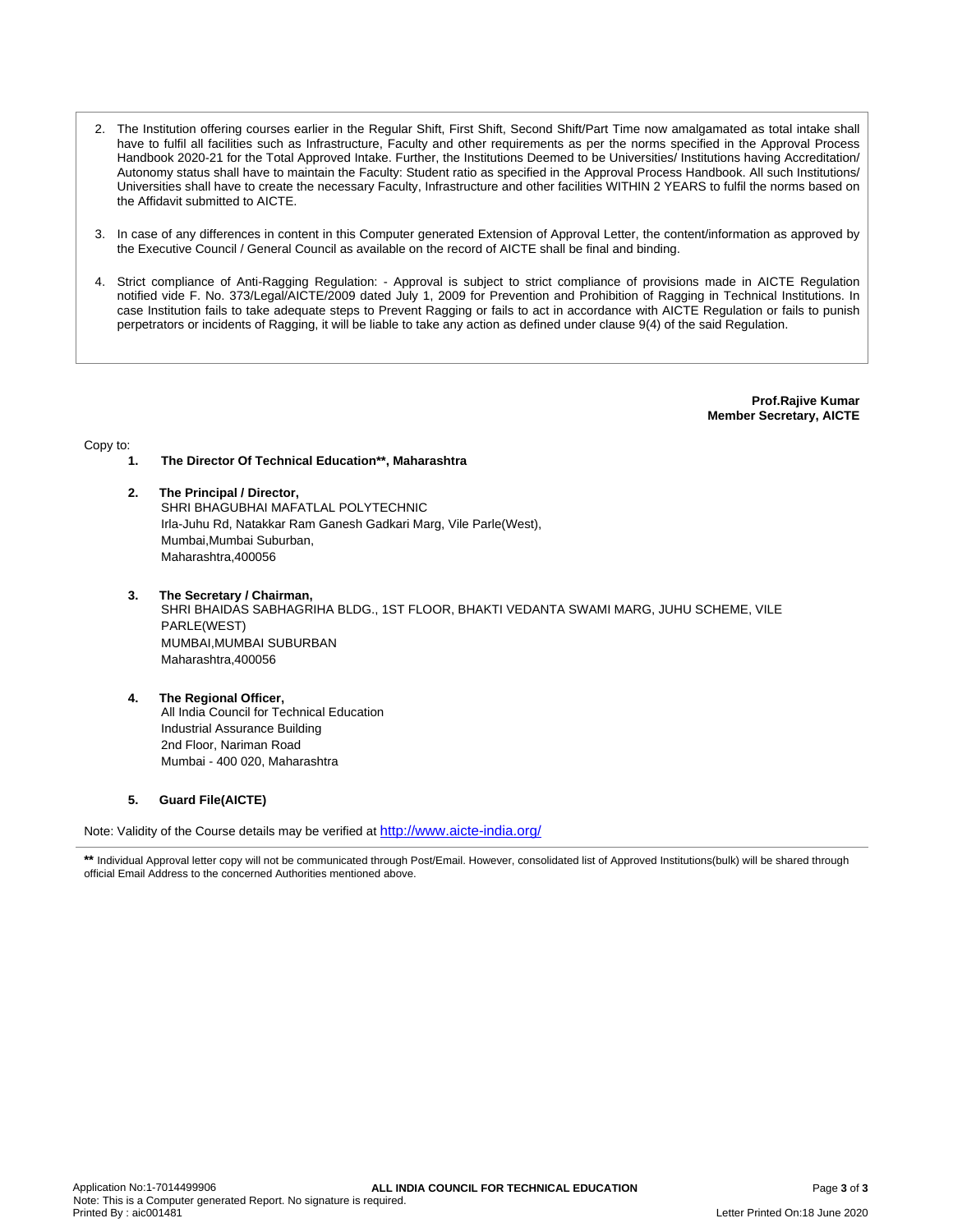2. The Institution offering courses earlier in the Regular Shift, First Shift, Second Shift/Part Time now amalgamated as total intake shall have to fulfil all facilities such as Infrastructure, Faculty and other requirements as per the norms specified in the Approval Process Handbook 2020-21 for the Total Approved Intake. Further, the Institutions Deemed to be Universities/ Institutions having Accreditation/ Autonomy status shall have to maintain the Faculty: Student ratio as specified in the Approval Process Handbook. All such Institutions/ Universities shall have to create the necessary Faculty, Infrastructure and other facilities WITHIN 2 YEARS to fulfil the norms based on the Affidavit submitted to AICTE.

3. In case of any differences in content in this Computer generated Extension of Approval Letter, the content/information as approved by the Executive Council / General Council as available on the record of AICTE shall be final and binding.

4. Strict compliance of Anti-Ragging Regulation: - Approval is subject to strict compliance of provisions made in AICTE Regulation notified vide F. No. 373/Legal/AICTE/2009 dated July 1, 2009 for Prevention and Prohibition of Ragging in Technical Institutions. In case Institution fails to take adequate steps to Prevent Ragging or fails to act in accordance with AICTE Regulation or fails to punish perpetrators or incidents of Ragging, it will be liable to take any action as defined under clause 9(4) of the said Regulation.

**Prof.Rajive Kumar**
**Member Secretary, AICTE**

Copy to:

1. **The Director Of Technical Education\*\*, Maharashtra**

2. **The Principal / Director,**
   SHRI BHAGUBHAI MAFATLAL POLYTECHNIC
   Irla-Juhu Rd, Natakkar Ram Ganesh Gadkari Marg, Vile Parle(West),
   Mumbai,Mumbai Suburban,
   Maharashtra,400056

3. **The Secretary / Chairman,**
   SHRI BHAIDAS SABHAGRIHA BLDG., 1ST FLOOR, BHAKTI VEDANTA SWAMI MARG, JUHU SCHEME, VILE PARLE(WEST)
   MUMBAI,MUMBAI SUBURBAN
   Maharashtra,400056

4. **The Regional Officer,**
   All India Council for Technical Education
   Industrial Assurance Building
   2nd Floor, Nariman Road
   Mumbai - 400 020, Maharashtra

5. **Guard File(AICTE)**

Note: Validity of the Course details may be verified at http://www.aicte-india.org/

**\*\*** Individual Approval letter copy will not be communicated through Post/Email. However, consolidated list of Approved Institutions(bulk) will be shared through official Email Address to the concerned Authorities mentioned above.

Application No:1-7014499906
Note: This is a Computer generated Report. No signature is required.
Printed By : aic001481
Letter Printed On:18 June 2020